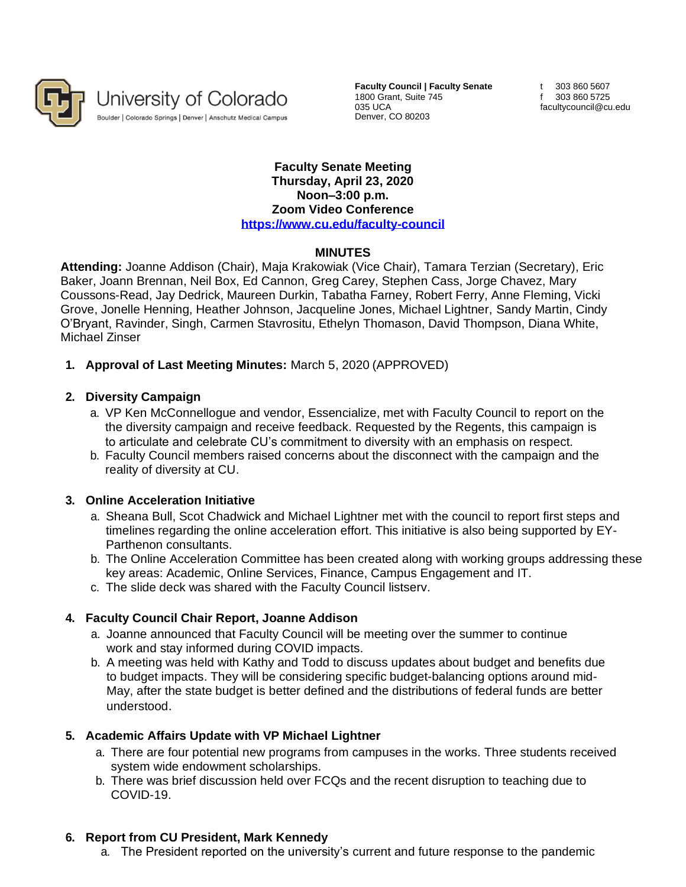University of Colorado
Boulder | Colorado Springs | Denver | Anschutz Medical Campus

**Faculty Council | Faculty Senate**
1800 Grant, Suite 745
035 UCA
Denver, CO 80203

t 303 860 5607
f 303 860 5725
facultycouncil@cu.edu

**Faculty Senate Meeting**
**Thursday, April 23, 2020**
**Noon–3:00 p.m.**
**Zoom Video Conference**
**https://www.cu.edu/faculty-council**

## MINUTES

**Attending:** Joanne Addison (Chair), Maja Krakowiak (Vice Chair), Tamara Terzian (Secretary), Eric Baker, Joann Brennan, Neil Box, Ed Cannon, Greg Carey, Stephen Cass, Jorge Chavez, Mary Coussons-Read, Jay Dedrick, Maureen Durkin, Tabatha Farney, Robert Ferry, Anne Fleming, Vicki Grove, Jonelle Henning, Heather Johnson, Jacqueline Jones, Michael Lightner, Sandy Martin, Cindy O'Bryant, Ravinder, Singh, Carmen Stavrositu, Ethelyn Thomason, David Thompson, Diana White, Michael Zinser

1. **Approval of Last Meeting Minutes:** March 5, 2020 (APPROVED)

2. **Diversity Campaign**
   a. VP Ken McConnellogue and vendor, Essencialize, met with Faculty Council to report on the the diversity campaign and receive feedback. Requested by the Regents, this campaign is to articulate and celebrate CU's commitment to diversity with an emphasis on respect.
   b. Faculty Council members raised concerns about the disconnect with the campaign and the reality of diversity at CU.

3. **Online Acceleration Initiative**
   a. Sheana Bull, Scot Chadwick and Michael Lightner met with the council to report first steps and timelines regarding the online acceleration effort. This initiative is also being supported by EY-Parthenon consultants.
   b. The Online Acceleration Committee has been created along with working groups addressing these key areas: Academic, Online Services, Finance, Campus Engagement and IT.
   c. The slide deck was shared with the Faculty Council listserv.

4. **Faculty Council Chair Report, Joanne Addison**
   a. Joanne announced that Faculty Council will be meeting over the summer to continue work and stay informed during COVID impacts.
   b. A meeting was held with Kathy and Todd to discuss updates about budget and benefits due to budget impacts. They will be considering specific budget-balancing options around mid-May, after the state budget is better defined and the distributions of federal funds are better understood.

5. **Academic Affairs Update with VP Michael Lightner**
   a. There are four potential new programs from campuses in the works. Three students received system wide endowment scholarships.
   b. There was brief discussion held over FCQs and the recent disruption to teaching due to COVID-19.

6. **Report from CU President, Mark Kennedy**
   a. The President reported on the university's current and future response to the pandemic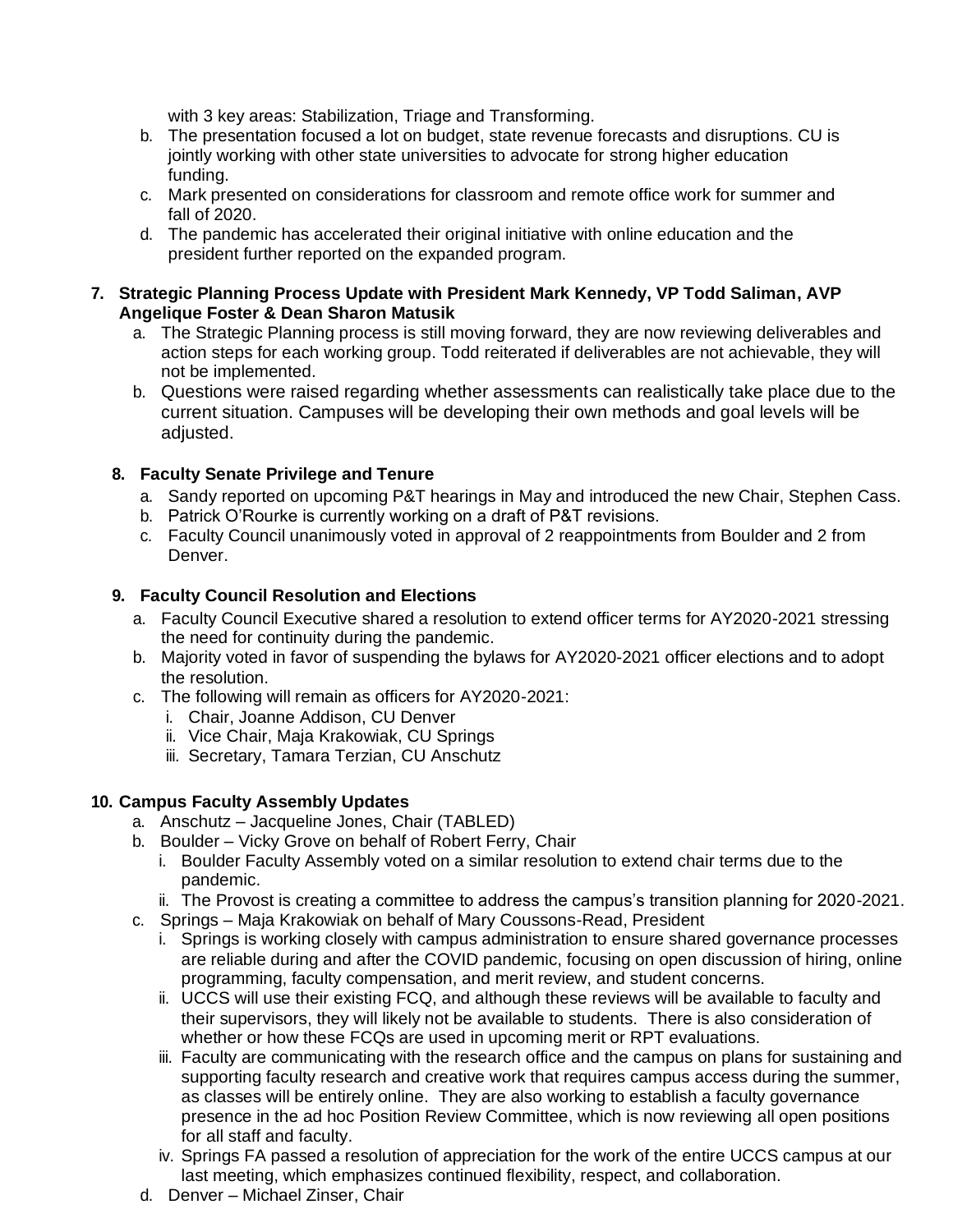with 3 key areas: Stabilization, Triage and Transforming.

b. The presentation focused a lot on budget, state revenue forecasts and disruptions. CU is jointly working with other state universities to advocate for strong higher education funding.
c. Mark presented on considerations for classroom and remote office work for summer and fall of 2020.
d. The pandemic has accelerated their original initiative with online education and the president further reported on the expanded program.

**7. Strategic Planning Process Update with President Mark Kennedy, VP Todd Saliman, AVP Angelique Foster & Dean Sharon Matusik**

a. The Strategic Planning process is still moving forward, they are now reviewing deliverables and action steps for each working group. Todd reiterated if deliverables are not achievable, they will not be implemented.
b. Questions were raised regarding whether assessments can realistically take place due to the current situation. Campuses will be developing their own methods and goal levels will be adjusted.

**8. Faculty Senate Privilege and Tenure**

a. Sandy reported on upcoming P&T hearings in May and introduced the new Chair, Stephen Cass.
b. Patrick O'Rourke is currently working on a draft of P&T revisions.
c. Faculty Council unanimously voted in approval of 2 reappointments from Boulder and 2 from Denver.

**9. Faculty Council Resolution and Elections**

a. Faculty Council Executive shared a resolution to extend officer terms for AY2020-2021 stressing the need for continuity during the pandemic.
b. Majority voted in favor of suspending the bylaws for AY2020-2021 officer elections and to adopt the resolution.
c. The following will remain as officers for AY2020-2021:
   i. Chair, Joanne Addison, CU Denver
   ii. Vice Chair, Maja Krakowiak, CU Springs
   iii. Secretary, Tamara Terzian, CU Anschutz

**10. Campus Faculty Assembly Updates**

a. Anschutz – Jacqueline Jones, Chair (TABLED)
b. Boulder – Vicky Grove on behalf of Robert Ferry, Chair
   i. Boulder Faculty Assembly voted on a similar resolution to extend chair terms due to the pandemic.
   ii. The Provost is creating a committee to address the campus's transition planning for 2020-2021.
c. Springs – Maja Krakowiak on behalf of Mary Coussons-Read, President
   i. Springs is working closely with campus administration to ensure shared governance processes are reliable during and after the COVID pandemic, focusing on open discussion of hiring, online programming, faculty compensation, and merit review, and student concerns.
   ii. UCCS will use their existing FCQ, and although these reviews will be available to faculty and their supervisors, they will likely not be available to students. There is also consideration of whether or how these FCQs are used in upcoming merit or RPT evaluations.
   iii. Faculty are communicating with the research office and the campus on plans for sustaining and supporting faculty research and creative work that requires campus access during the summer, as classes will be entirely online. They are also working to establish a faculty governance presence in the ad hoc Position Review Committee, which is now reviewing all open positions for all staff and faculty.
   iv. Springs FA passed a resolution of appreciation for the work of the entire UCCS campus at our last meeting, which emphasizes continued flexibility, respect, and collaboration.
d. Denver – Michael Zinser, Chair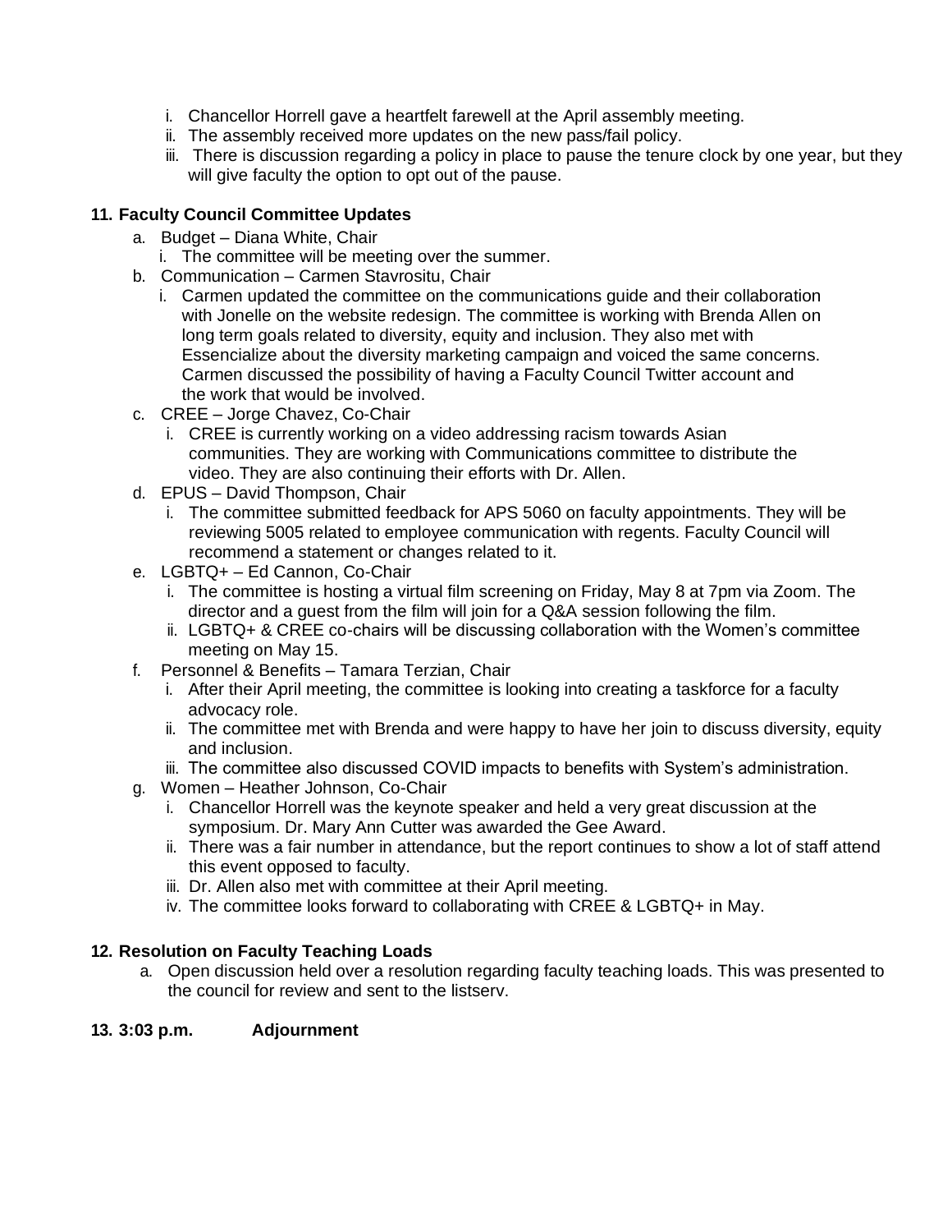i. Chancellor Horrell gave a heartfelt farewell at the April assembly meeting.
   ii. The assembly received more updates on the new pass/fail policy.
   iii. There is discussion regarding a policy in place to pause the tenure clock by one year, but they will give faculty the option to opt out of the pause.

**11. Faculty Council Committee Updates**

a. Budget – Diana White, Chair
   i. The committee will be meeting over the summer.
b. Communication – Carmen Stavrositu, Chair
   i. Carmen updated the committee on the communications guide and their collaboration with Jonelle on the website redesign. The committee is working with Brenda Allen on long term goals related to diversity, equity and inclusion. They also met with Essencialize about the diversity marketing campaign and voiced the same concerns. Carmen discussed the possibility of having a Faculty Council Twitter account and the work that would be involved.
c. CREE – Jorge Chavez, Co-Chair
   i. CREE is currently working on a video addressing racism towards Asian communities. They are working with Communications committee to distribute the video. They are also continuing their efforts with Dr. Allen.
d. EPUS – David Thompson, Chair
   i. The committee submitted feedback for APS 5060 on faculty appointments. They will be reviewing 5005 related to employee communication with regents. Faculty Council will recommend a statement or changes related to it.
e. LGBTQ+ – Ed Cannon, Co-Chair
   i. The committee is hosting a virtual film screening on Friday, May 8 at 7pm via Zoom. The director and a guest from the film will join for a Q&A session following the film.
   ii. LGBTQ+ & CREE co-chairs will be discussing collaboration with the Women's committee meeting on May 15.
f. Personnel & Benefits – Tamara Terzian, Chair
   i. After their April meeting, the committee is looking into creating a taskforce for a faculty advocacy role.
   ii. The committee met with Brenda and were happy to have her join to discuss diversity, equity and inclusion.
   iii. The committee also discussed COVID impacts to benefits with System's administration.
g. Women – Heather Johnson, Co-Chair
   i. Chancellor Horrell was the keynote speaker and held a very great discussion at the symposium. Dr. Mary Ann Cutter was awarded the Gee Award.
   ii. There was a fair number in attendance, but the report continues to show a lot of staff attend this event opposed to faculty.
   iii. Dr. Allen also met with committee at their April meeting.
   iv. The committee looks forward to collaborating with CREE & LGBTQ+ in May.

**12. Resolution on Faculty Teaching Loads**

a. Open discussion held over a resolution regarding faculty teaching loads. This was presented to the council for review and sent to the listserv.

**13. 3:03 p.m. Adjournment**